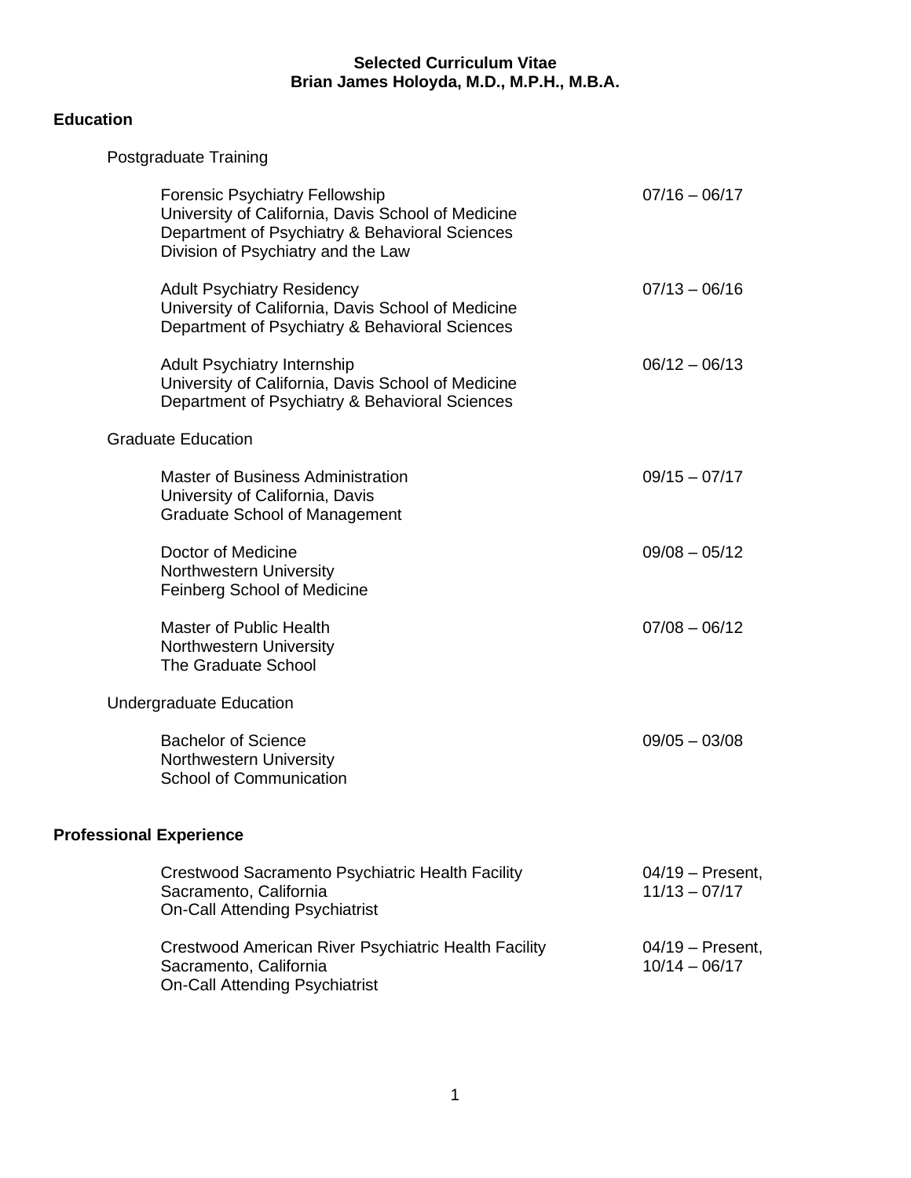**Selected Curriculum Vitae**
**Brian James Holoyda, M.D., M.P.H., M.B.A.**

## Education

### Postgraduate Training

Forensic Psychiatry Fellowship — 07/16 – 06/17
University of California, Davis School of Medicine
Department of Psychiatry & Behavioral Sciences
Division of Psychiatry and the Law

Adult Psychiatry Residency — 07/13 – 06/16
University of California, Davis School of Medicine
Department of Psychiatry & Behavioral Sciences

Adult Psychiatry Internship — 06/12 – 06/13
University of California, Davis School of Medicine
Department of Psychiatry & Behavioral Sciences

### Graduate Education

Master of Business Administration — 09/15 – 07/17
University of California, Davis
Graduate School of Management

Doctor of Medicine — 09/08 – 05/12
Northwestern University
Feinberg School of Medicine

Master of Public Health — 07/08 – 06/12
Northwestern University
The Graduate School

### Undergraduate Education

Bachelor of Science — 09/05 – 03/08
Northwestern University
School of Communication

## Professional Experience

Crestwood Sacramento Psychiatric Health Facility — 04/19 – Present, 11/13 – 07/17
Sacramento, California
On-Call Attending Psychiatrist

Crestwood American River Psychiatric Health Facility — 04/19 – Present, 10/14 – 06/17
Sacramento, California
On-Call Attending Psychiatrist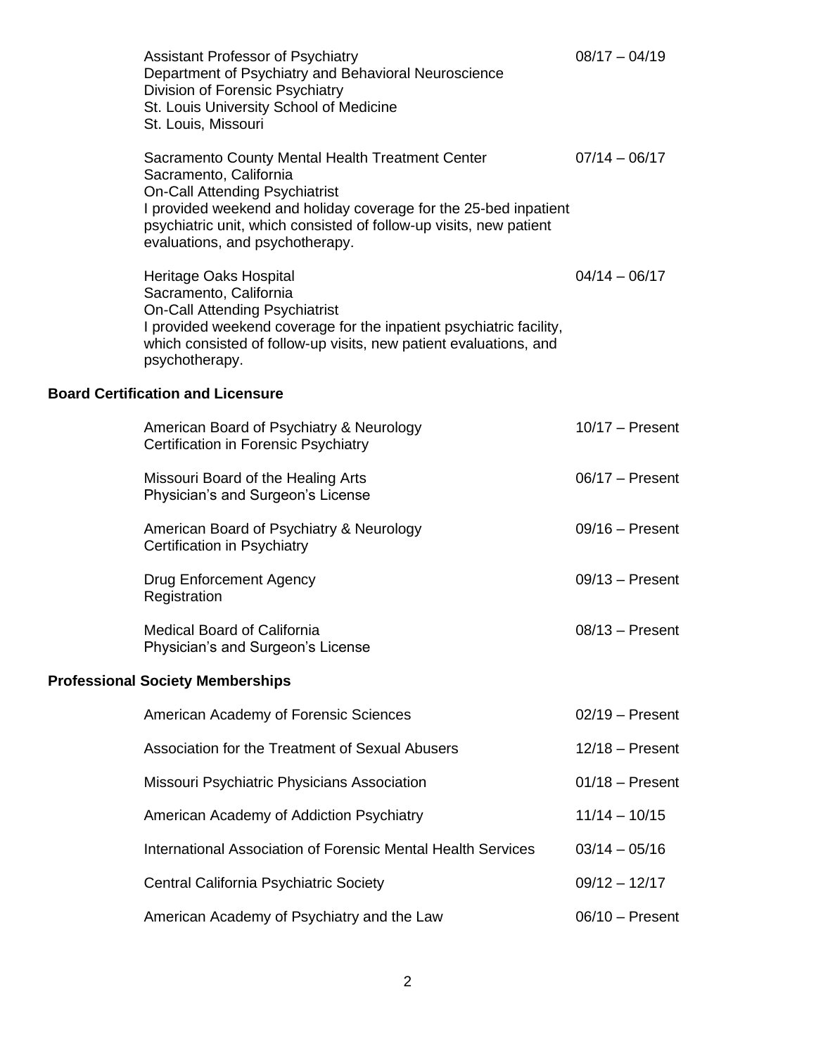Assistant Professor of Psychiatry — 08/17 – 04/19
Department of Psychiatry and Behavioral Neuroscience
Division of Forensic Psychiatry
St. Louis University School of Medicine
St. Louis, Missouri

Sacramento County Mental Health Treatment Center — 07/14 – 06/17
Sacramento, California
On-Call Attending Psychiatrist
I provided weekend and holiday coverage for the 25-bed inpatient psychiatric unit, which consisted of follow-up visits, new patient evaluations, and psychotherapy.

Heritage Oaks Hospital — 04/14 – 06/17
Sacramento, California
On-Call Attending Psychiatrist
I provided weekend coverage for the inpatient psychiatric facility, which consisted of follow-up visits, new patient evaluations, and psychotherapy.

## Board Certification and Licensure

American Board of Psychiatry & Neurology — 10/17 – Present
Certification in Forensic Psychiatry

Missouri Board of the Healing Arts — 06/17 – Present
Physician's and Surgeon's License

American Board of Psychiatry & Neurology — 09/16 – Present
Certification in Psychiatry

Drug Enforcement Agency — 09/13 – Present
Registration

Medical Board of California — 08/13 – Present
Physician's and Surgeon's License

## Professional Society Memberships

| | |
|---|---|
| American Academy of Forensic Sciences | 02/19 – Present |
| Association for the Treatment of Sexual Abusers | 12/18 – Present |
| Missouri Psychiatric Physicians Association | 01/18 – Present |
| American Academy of Addiction Psychiatry | 11/14 – 10/15 |
| International Association of Forensic Mental Health Services | 03/14 – 05/16 |
| Central California Psychiatric Society | 09/12 – 12/17 |
| American Academy of Psychiatry and the Law | 06/10 – Present |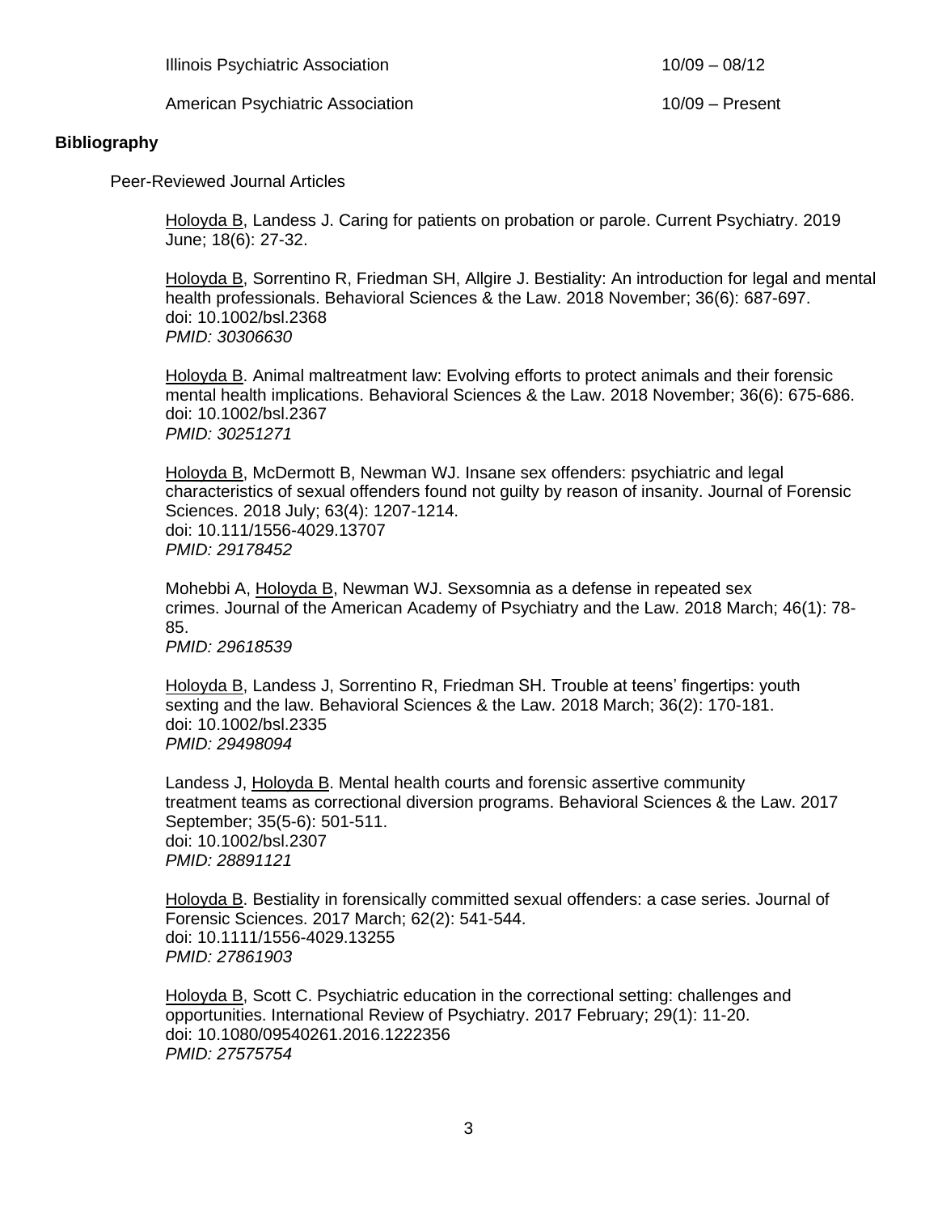Illinois Psychiatric Association 10/09 – 08/12

American Psychiatric Association 10/09 – Present

**Bibliography**

Peer-Reviewed Journal Articles

Holoyda B, Landess J. Caring for patients on probation or parole. Current Psychiatry. 2019 June; 18(6): 27-32.

Holoyda B, Sorrentino R, Friedman SH, Allgire J. Bestiality: An introduction for legal and mental health professionals. Behavioral Sciences & the Law. 2018 November; 36(6): 687-697.
doi: 10.1002/bsl.2368
*PMID: 30306630*

Holoyda B. Animal maltreatment law: Evolving efforts to protect animals and their forensic mental health implications. Behavioral Sciences & the Law. 2018 November; 36(6): 675-686.
doi: 10.1002/bsl.2367
*PMID: 30251271*

Holoyda B, McDermott B, Newman WJ. Insane sex offenders: psychiatric and legal characteristics of sexual offenders found not guilty by reason of insanity. Journal of Forensic Sciences. 2018 July; 63(4): 1207-1214.
doi: 10.111/1556-4029.13707
*PMID: 29178452*

Mohebbi A, Holoyda B, Newman WJ. Sexsomnia as a defense in repeated sex crimes. Journal of the American Academy of Psychiatry and the Law. 2018 March; 46(1): 78-85.
*PMID: 29618539*

Holoyda B, Landess J, Sorrentino R, Friedman SH. Trouble at teens' fingertips: youth sexting and the law. Behavioral Sciences & the Law. 2018 March; 36(2): 170-181.
doi: 10.1002/bsl.2335
*PMID: 29498094*

Landess J, Holoyda B. Mental health courts and forensic assertive community treatment teams as correctional diversion programs. Behavioral Sciences & the Law. 2017 September; 35(5-6): 501-511.
doi: 10.1002/bsl.2307
*PMID: 28891121*

Holoyda B. Bestiality in forensically committed sexual offenders: a case series. Journal of Forensic Sciences. 2017 March; 62(2): 541-544.
doi: 10.1111/1556-4029.13255
*PMID: 27861903*

Holoyda B, Scott C. Psychiatric education in the correctional setting: challenges and opportunities. International Review of Psychiatry. 2017 February; 29(1): 11-20.
doi: 10.1080/09540261.2016.1222356
*PMID: 27575754*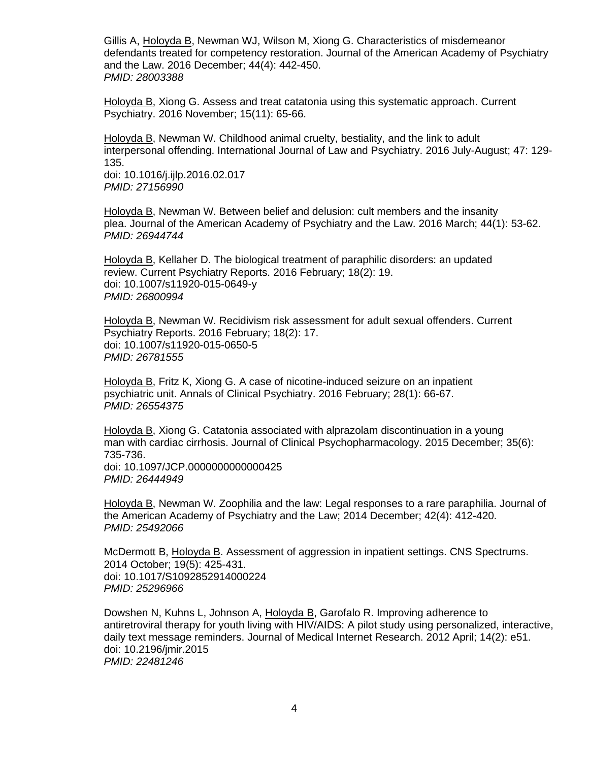Gillis A, <u>Holoyda B</u>, Newman WJ, Wilson M, Xiong G. Characteristics of misdemeanor defendants treated for competency restoration. Journal of the American Academy of Psychiatry and the Law. 2016 December; 44(4): 442-450.
*PMID: 28003388*

<u>Holoyda B</u>, Xiong G. Assess and treat catatonia using this systematic approach. Current Psychiatry. 2016 November; 15(11): 65-66.

<u>Holoyda B</u>, Newman W. Childhood animal cruelty, bestiality, and the link to adult interpersonal offending. International Journal of Law and Psychiatry. 2016 July-August; 47: 129-135.
doi: 10.1016/j.ijlp.2016.02.017
*PMID: 27156990*

<u>Holoyda B</u>, Newman W. Between belief and delusion: cult members and the insanity plea. Journal of the American Academy of Psychiatry and the Law. 2016 March; 44(1): 53-62.
*PMID: 26944744*

<u>Holoyda B</u>, Kellaher D. The biological treatment of paraphilic disorders: an updated review. Current Psychiatry Reports. 2016 February; 18(2): 19.
doi: 10.1007/s11920-015-0649-y
*PMID: 26800994*

<u>Holoyda B</u>, Newman W. Recidivism risk assessment for adult sexual offenders. Current Psychiatry Reports. 2016 February; 18(2): 17.
doi: 10.1007/s11920-015-0650-5
*PMID: 26781555*

<u>Holoyda B</u>, Fritz K, Xiong G. A case of nicotine-induced seizure on an inpatient psychiatric unit. Annals of Clinical Psychiatry. 2016 February; 28(1): 66-67.
*PMID: 26554375*

<u>Holoyda B</u>, Xiong G. Catatonia associated with alprazolam discontinuation in a young man with cardiac cirrhosis. Journal of Clinical Psychopharmacology. 2015 December; 35(6): 735-736.
doi: 10.1097/JCP.0000000000000425
*PMID: 26444949*

<u>Holoyda B</u>, Newman W. Zoophilia and the law: Legal responses to a rare paraphilia. Journal of the American Academy of Psychiatry and the Law; 2014 December; 42(4): 412-420.
*PMID: 25492066*

McDermott B, <u>Holoyda B</u>. Assessment of aggression in inpatient settings. CNS Spectrums. 2014 October; 19(5): 425-431.
doi: 10.1017/S1092852914000224
*PMID: 25296966*

Dowshen N, Kuhns L, Johnson A, <u>Holoyda B</u>, Garofalo R. Improving adherence to antiretroviral therapy for youth living with HIV/AIDS: A pilot study using personalized, interactive, daily text message reminders. Journal of Medical Internet Research. 2012 April; 14(2): e51.
doi: 10.2196/jmir.2015
*PMID: 22481246*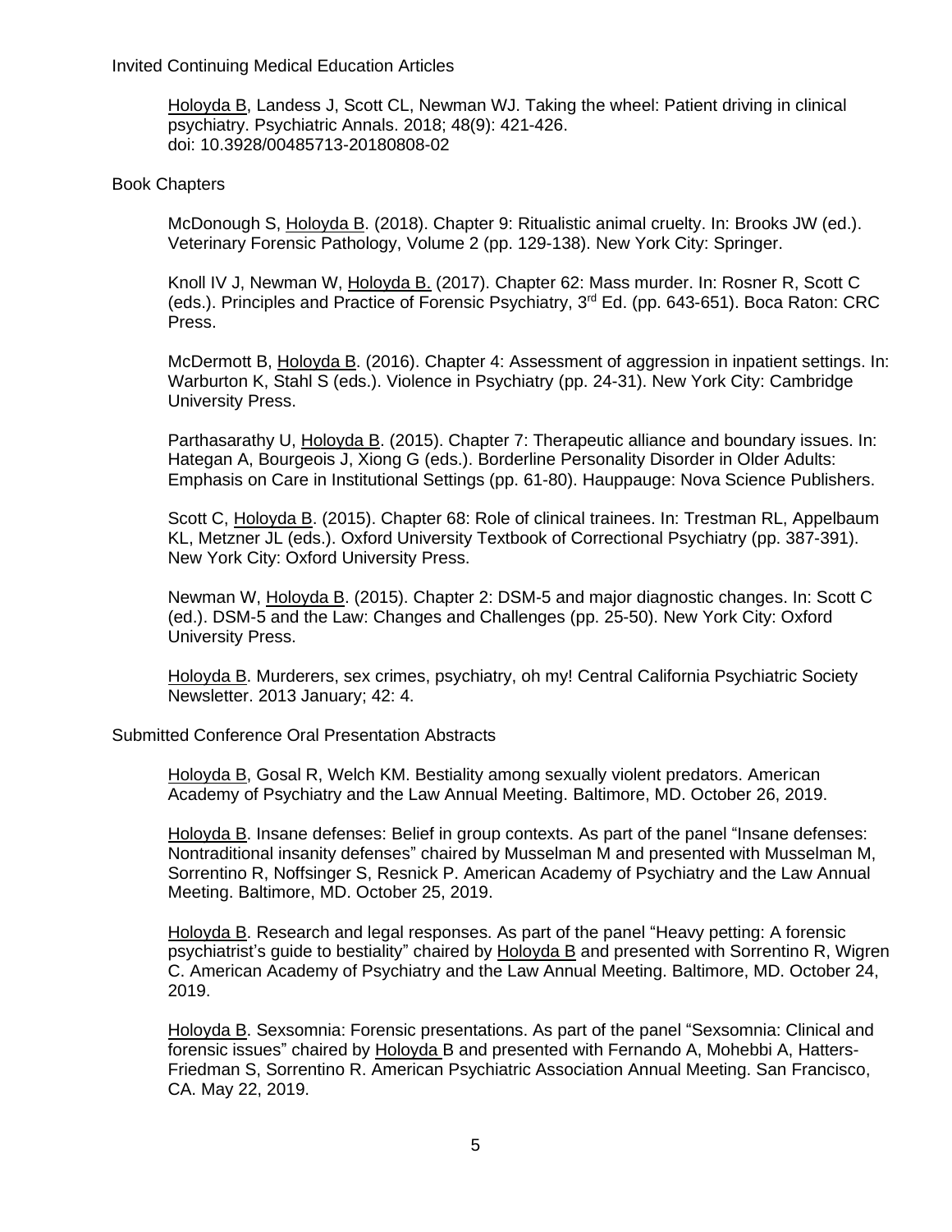Invited Continuing Medical Education Articles

Holoyda B, Landess J, Scott CL, Newman WJ. Taking the wheel: Patient driving in clinical psychiatry. Psychiatric Annals. 2018; 48(9): 421-426. doi: 10.3928/00485713-20180808-02

Book Chapters

McDonough S, Holoyda B. (2018). Chapter 9: Ritualistic animal cruelty. In: Brooks JW (ed.). Veterinary Forensic Pathology, Volume 2 (pp. 129-138). New York City: Springer.

Knoll IV J, Newman W, Holoyda B. (2017). Chapter 62: Mass murder. In: Rosner R, Scott C (eds.). Principles and Practice of Forensic Psychiatry, 3rd Ed. (pp. 643-651). Boca Raton: CRC Press.

McDermott B, Holoyda B. (2016). Chapter 4: Assessment of aggression in inpatient settings. In: Warburton K, Stahl S (eds.). Violence in Psychiatry (pp. 24-31). New York City: Cambridge University Press.

Parthasarathy U, Holoyda B. (2015). Chapter 7: Therapeutic alliance and boundary issues. In: Hategan A, Bourgeois J, Xiong G (eds.). Borderline Personality Disorder in Older Adults: Emphasis on Care in Institutional Settings (pp. 61-80). Hauppauge: Nova Science Publishers.

Scott C, Holoyda B. (2015). Chapter 68: Role of clinical trainees. In: Trestman RL, Appelbaum KL, Metzner JL (eds.). Oxford University Textbook of Correctional Psychiatry (pp. 387-391). New York City: Oxford University Press.

Newman W, Holoyda B. (2015). Chapter 2: DSM-5 and major diagnostic changes. In: Scott C (ed.). DSM-5 and the Law: Changes and Challenges (pp. 25-50). New York City: Oxford University Press.

Holoyda B. Murderers, sex crimes, psychiatry, oh my! Central California Psychiatric Society Newsletter. 2013 January; 42: 4.

Submitted Conference Oral Presentation Abstracts

Holoyda B, Gosal R, Welch KM. Bestiality among sexually violent predators. American Academy of Psychiatry and the Law Annual Meeting. Baltimore, MD. October 26, 2019.

Holoyda B. Insane defenses: Belief in group contexts. As part of the panel "Insane defenses: Nontraditional insanity defenses" chaired by Musselman M and presented with Musselman M, Sorrentino R, Noffsinger S, Resnick P. American Academy of Psychiatry and the Law Annual Meeting. Baltimore, MD. October 25, 2019.

Holoyda B. Research and legal responses. As part of the panel "Heavy petting: A forensic psychiatrist's guide to bestiality" chaired by Holoyda B and presented with Sorrentino R, Wigren C. American Academy of Psychiatry and the Law Annual Meeting. Baltimore, MD. October 24, 2019.

Holoyda B. Sexsomnia: Forensic presentations. As part of the panel "Sexsomnia: Clinical and forensic issues" chaired by Holoyda B and presented with Fernando A, Mohebbi A, Hatters-Friedman S, Sorrentino R. American Psychiatric Association Annual Meeting. San Francisco, CA. May 22, 2019.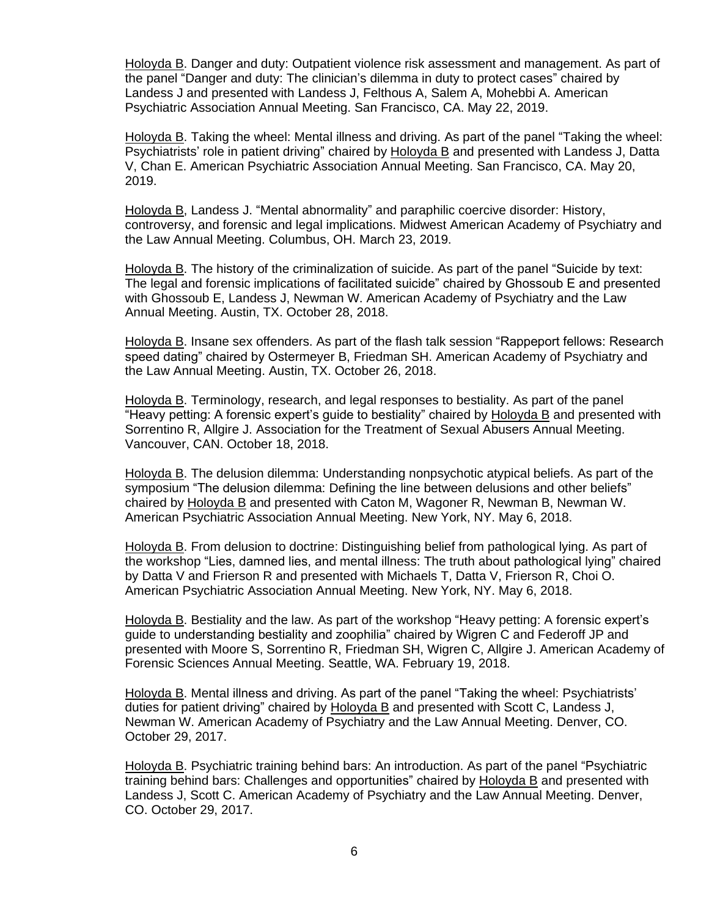Holoyda B. Danger and duty: Outpatient violence risk assessment and management. As part of the panel "Danger and duty: The clinician's dilemma in duty to protect cases" chaired by Landess J and presented with Landess J, Felthous A, Salem A, Mohebbi A. American Psychiatric Association Annual Meeting. San Francisco, CA. May 22, 2019.

Holoyda B. Taking the wheel: Mental illness and driving. As part of the panel "Taking the wheel: Psychiatrists' role in patient driving" chaired by Holoyda B and presented with Landess J, Datta V, Chan E. American Psychiatric Association Annual Meeting. San Francisco, CA. May 20, 2019.

Holoyda B, Landess J. "Mental abnormality" and paraphilic coercive disorder: History, controversy, and forensic and legal implications. Midwest American Academy of Psychiatry and the Law Annual Meeting. Columbus, OH. March 23, 2019.

Holoyda B. The history of the criminalization of suicide. As part of the panel "Suicide by text: The legal and forensic implications of facilitated suicide" chaired by Ghossoub E and presented with Ghossoub E, Landess J, Newman W. American Academy of Psychiatry and the Law Annual Meeting. Austin, TX. October 28, 2018.

Holoyda B. Insane sex offenders. As part of the flash talk session "Rappeport fellows: Research speed dating" chaired by Ostermeyer B, Friedman SH. American Academy of Psychiatry and the Law Annual Meeting. Austin, TX. October 26, 2018.

Holoyda B. Terminology, research, and legal responses to bestiality. As part of the panel "Heavy petting: A forensic expert's guide to bestiality" chaired by Holoyda B and presented with Sorrentino R, Allgire J. Association for the Treatment of Sexual Abusers Annual Meeting. Vancouver, CAN. October 18, 2018.

Holoyda B. The delusion dilemma: Understanding nonpsychotic atypical beliefs. As part of the symposium "The delusion dilemma: Defining the line between delusions and other beliefs" chaired by Holoyda B and presented with Caton M, Wagoner R, Newman B, Newman W. American Psychiatric Association Annual Meeting. New York, NY. May 6, 2018.

Holoyda B. From delusion to doctrine: Distinguishing belief from pathological lying. As part of the workshop "Lies, damned lies, and mental illness: The truth about pathological lying" chaired by Datta V and Frierson R and presented with Michaels T, Datta V, Frierson R, Choi O. American Psychiatric Association Annual Meeting. New York, NY. May 6, 2018.

Holoyda B. Bestiality and the law. As part of the workshop "Heavy petting: A forensic expert's guide to understanding bestiality and zoophilia" chaired by Wigren C and Federoff JP and presented with Moore S, Sorrentino R, Friedman SH, Wigren C, Allgire J. American Academy of Forensic Sciences Annual Meeting. Seattle, WA. February 19, 2018.

Holoyda B. Mental illness and driving. As part of the panel "Taking the wheel: Psychiatrists' duties for patient driving" chaired by Holoyda B and presented with Scott C, Landess J, Newman W. American Academy of Psychiatry and the Law Annual Meeting. Denver, CO. October 29, 2017.

Holoyda B. Psychiatric training behind bars: An introduction. As part of the panel "Psychiatric training behind bars: Challenges and opportunities" chaired by Holoyda B and presented with Landess J, Scott C. American Academy of Psychiatry and the Law Annual Meeting. Denver, CO. October 29, 2017.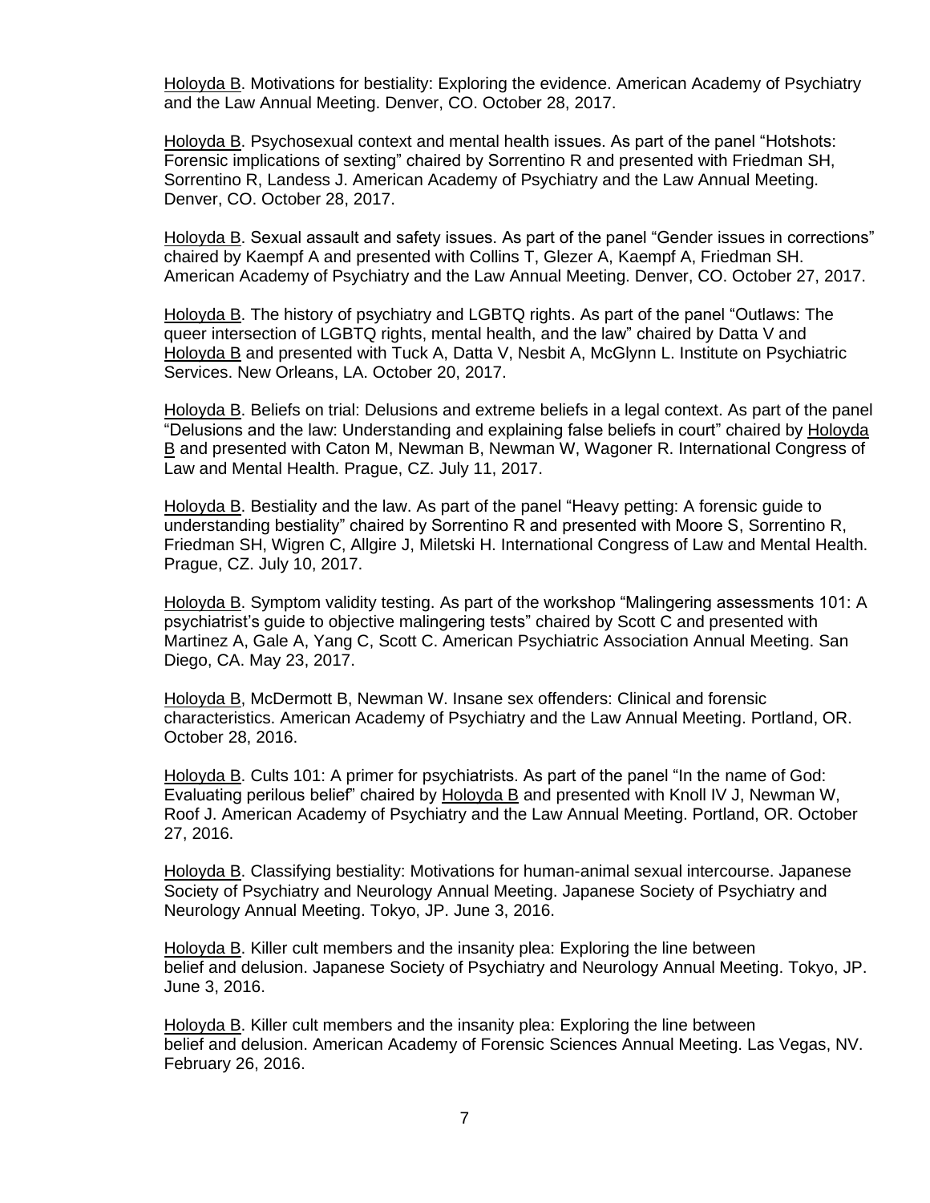Holoyda B. Motivations for bestiality: Exploring the evidence. American Academy of Psychiatry and the Law Annual Meeting. Denver, CO. October 28, 2017.

Holoyda B. Psychosexual context and mental health issues. As part of the panel "Hotshots: Forensic implications of sexting" chaired by Sorrentino R and presented with Friedman SH, Sorrentino R, Landess J. American Academy of Psychiatry and the Law Annual Meeting. Denver, CO. October 28, 2017.

Holoyda B. Sexual assault and safety issues. As part of the panel "Gender issues in corrections" chaired by Kaempf A and presented with Collins T, Glezer A, Kaempf A, Friedman SH. American Academy of Psychiatry and the Law Annual Meeting. Denver, CO. October 27, 2017.

Holoyda B. The history of psychiatry and LGBTQ rights. As part of the panel "Outlaws: The queer intersection of LGBTQ rights, mental health, and the law" chaired by Datta V and Holoyda B and presented with Tuck A, Datta V, Nesbit A, McGlynn L. Institute on Psychiatric Services. New Orleans, LA. October 20, 2017.

Holoyda B. Beliefs on trial: Delusions and extreme beliefs in a legal context. As part of the panel "Delusions and the law: Understanding and explaining false beliefs in court" chaired by Holoyda B and presented with Caton M, Newman B, Newman W, Wagoner R. International Congress of Law and Mental Health. Prague, CZ. July 11, 2017.

Holoyda B. Bestiality and the law. As part of the panel "Heavy petting: A forensic guide to understanding bestiality" chaired by Sorrentino R and presented with Moore S, Sorrentino R, Friedman SH, Wigren C, Allgire J, Miletski H. International Congress of Law and Mental Health. Prague, CZ. July 10, 2017.

Holoyda B. Symptom validity testing. As part of the workshop "Malingering assessments 101: A psychiatrist's guide to objective malingering tests" chaired by Scott C and presented with Martinez A, Gale A, Yang C, Scott C. American Psychiatric Association Annual Meeting. San Diego, CA. May 23, 2017.

Holoyda B, McDermott B, Newman W. Insane sex offenders: Clinical and forensic characteristics. American Academy of Psychiatry and the Law Annual Meeting. Portland, OR. October 28, 2016.

Holoyda B. Cults 101: A primer for psychiatrists. As part of the panel "In the name of God: Evaluating perilous belief" chaired by Holoyda B and presented with Knoll IV J, Newman W, Roof J. American Academy of Psychiatry and the Law Annual Meeting. Portland, OR. October 27, 2016.

Holoyda B. Classifying bestiality: Motivations for human-animal sexual intercourse. Japanese Society of Psychiatry and Neurology Annual Meeting. Japanese Society of Psychiatry and Neurology Annual Meeting. Tokyo, JP. June 3, 2016.

Holoyda B. Killer cult members and the insanity plea: Exploring the line between belief and delusion. Japanese Society of Psychiatry and Neurology Annual Meeting. Tokyo, JP. June 3, 2016.

Holoyda B. Killer cult members and the insanity plea: Exploring the line between belief and delusion. American Academy of Forensic Sciences Annual Meeting. Las Vegas, NV. February 26, 2016.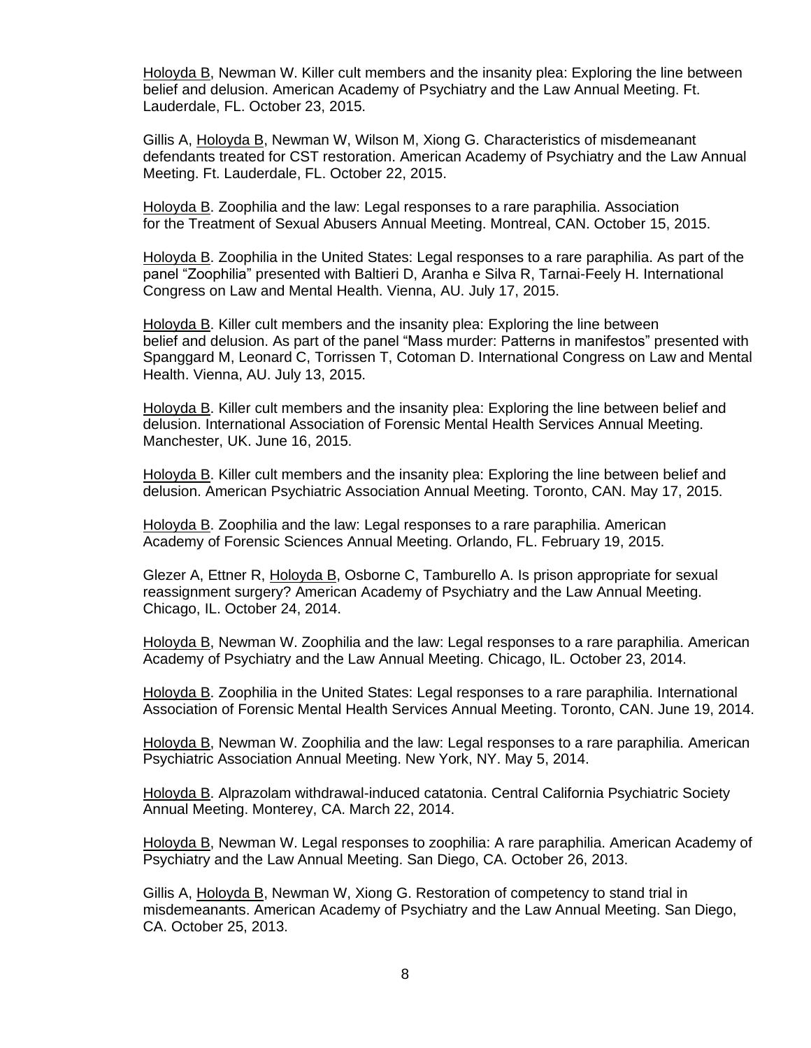Holoyda B, Newman W. Killer cult members and the insanity plea: Exploring the line between belief and delusion. American Academy of Psychiatry and the Law Annual Meeting. Ft. Lauderdale, FL. October 23, 2015.

Gillis A, Holoyda B, Newman W, Wilson M, Xiong G. Characteristics of misdemeanant defendants treated for CST restoration. American Academy of Psychiatry and the Law Annual Meeting. Ft. Lauderdale, FL. October 22, 2015.

Holoyda B. Zoophilia and the law: Legal responses to a rare paraphilia. Association for the Treatment of Sexual Abusers Annual Meeting. Montreal, CAN. October 15, 2015.

Holoyda B. Zoophilia in the United States: Legal responses to a rare paraphilia. As part of the panel "Zoophilia" presented with Baltieri D, Aranha e Silva R, Tarnai-Feely H. International Congress on Law and Mental Health. Vienna, AU. July 17, 2015.

Holoyda B. Killer cult members and the insanity plea: Exploring the line between belief and delusion. As part of the panel "Mass murder: Patterns in manifestos" presented with Spanggard M, Leonard C, Torrissen T, Cotoman D. International Congress on Law and Mental Health. Vienna, AU. July 13, 2015.

Holoyda B. Killer cult members and the insanity plea: Exploring the line between belief and delusion. International Association of Forensic Mental Health Services Annual Meeting. Manchester, UK. June 16, 2015.

Holoyda B. Killer cult members and the insanity plea: Exploring the line between belief and delusion. American Psychiatric Association Annual Meeting. Toronto, CAN. May 17, 2015.

Holoyda B. Zoophilia and the law: Legal responses to a rare paraphilia. American Academy of Forensic Sciences Annual Meeting. Orlando, FL. February 19, 2015.

Glezer A, Ettner R, Holoyda B, Osborne C, Tamburello A. Is prison appropriate for sexual reassignment surgery? American Academy of Psychiatry and the Law Annual Meeting. Chicago, IL. October 24, 2014.

Holoyda B, Newman W. Zoophilia and the law: Legal responses to a rare paraphilia. American Academy of Psychiatry and the Law Annual Meeting. Chicago, IL. October 23, 2014.

Holoyda B. Zoophilia in the United States: Legal responses to a rare paraphilia. International Association of Forensic Mental Health Services Annual Meeting. Toronto, CAN. June 19, 2014.

Holoyda B, Newman W. Zoophilia and the law: Legal responses to a rare paraphilia. American Psychiatric Association Annual Meeting. New York, NY. May 5, 2014.

Holoyda B. Alprazolam withdrawal-induced catatonia. Central California Psychiatric Society Annual Meeting. Monterey, CA. March 22, 2014.

Holoyda B, Newman W. Legal responses to zoophilia: A rare paraphilia. American Academy of Psychiatry and the Law Annual Meeting. San Diego, CA. October 26, 2013.

Gillis A, Holoyda B, Newman W, Xiong G. Restoration of competency to stand trial in misdemeanants. American Academy of Psychiatry and the Law Annual Meeting. San Diego, CA. October 25, 2013.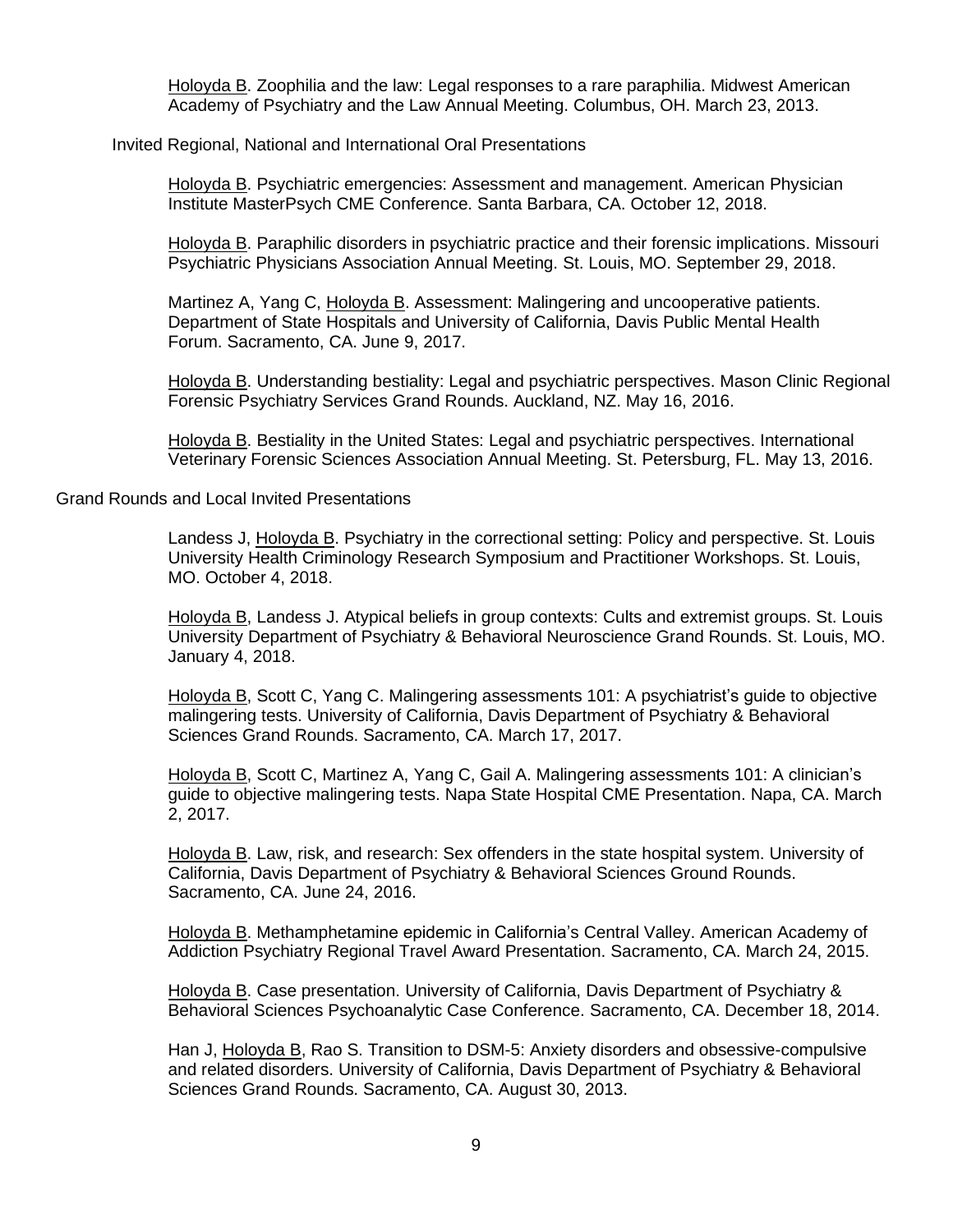Holoyda B. Zoophilia and the law: Legal responses to a rare paraphilia. Midwest American Academy of Psychiatry and the Law Annual Meeting. Columbus, OH. March 23, 2013.

Invited Regional, National and International Oral Presentations

Holoyda B. Psychiatric emergencies: Assessment and management. American Physician Institute MasterPsych CME Conference. Santa Barbara, CA. October 12, 2018.

Holoyda B. Paraphilic disorders in psychiatric practice and their forensic implications. Missouri Psychiatric Physicians Association Annual Meeting. St. Louis, MO. September 29, 2018.

Martinez A, Yang C, Holoyda B. Assessment: Malingering and uncooperative patients. Department of State Hospitals and University of California, Davis Public Mental Health Forum. Sacramento, CA. June 9, 2017.

Holoyda B. Understanding bestiality: Legal and psychiatric perspectives. Mason Clinic Regional Forensic Psychiatry Services Grand Rounds. Auckland, NZ. May 16, 2016.

Holoyda B. Bestiality in the United States: Legal and psychiatric perspectives. International Veterinary Forensic Sciences Association Annual Meeting. St. Petersburg, FL. May 13, 2016.

Grand Rounds and Local Invited Presentations

Landess J, Holoyda B. Psychiatry in the correctional setting: Policy and perspective. St. Louis University Health Criminology Research Symposium and Practitioner Workshops. St. Louis, MO. October 4, 2018.

Holoyda B, Landess J. Atypical beliefs in group contexts: Cults and extremist groups. St. Louis University Department of Psychiatry & Behavioral Neuroscience Grand Rounds. St. Louis, MO. January 4, 2018.

Holoyda B, Scott C, Yang C. Malingering assessments 101: A psychiatrist's guide to objective malingering tests. University of California, Davis Department of Psychiatry & Behavioral Sciences Grand Rounds. Sacramento, CA. March 17, 2017.

Holoyda B, Scott C, Martinez A, Yang C, Gail A. Malingering assessments 101: A clinician's guide to objective malingering tests. Napa State Hospital CME Presentation. Napa, CA. March 2, 2017.

Holoyda B. Law, risk, and research: Sex offenders in the state hospital system. University of California, Davis Department of Psychiatry & Behavioral Sciences Ground Rounds. Sacramento, CA. June 24, 2016.

Holoyda B. Methamphetamine epidemic in California's Central Valley. American Academy of Addiction Psychiatry Regional Travel Award Presentation. Sacramento, CA. March 24, 2015.

Holoyda B. Case presentation. University of California, Davis Department of Psychiatry & Behavioral Sciences Psychoanalytic Case Conference. Sacramento, CA. December 18, 2014.

Han J, Holoyda B, Rao S. Transition to DSM-5: Anxiety disorders and obsessive-compulsive and related disorders. University of California, Davis Department of Psychiatry & Behavioral Sciences Grand Rounds. Sacramento, CA. August 30, 2013.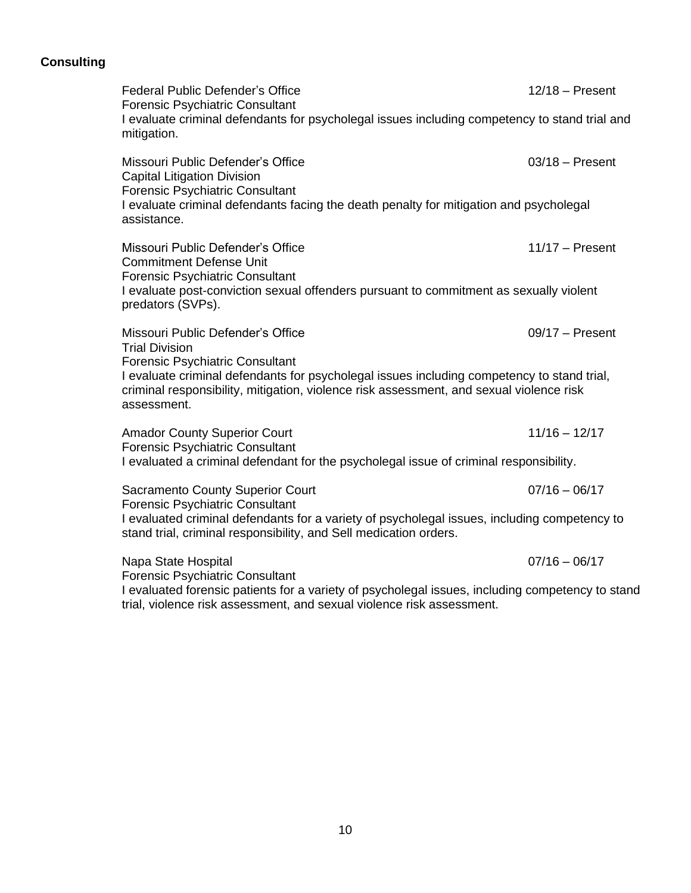**Consulting**

Federal Public Defender's Office 12/18 – Present
Forensic Psychiatric Consultant
I evaluate criminal defendants for psycholegal issues including competency to stand trial and mitigation.

Missouri Public Defender's Office 03/18 – Present
Capital Litigation Division
Forensic Psychiatric Consultant
I evaluate criminal defendants facing the death penalty for mitigation and psycholegal assistance.

Missouri Public Defender's Office 11/17 – Present
Commitment Defense Unit
Forensic Psychiatric Consultant
I evaluate post-conviction sexual offenders pursuant to commitment as sexually violent predators (SVPs).

Missouri Public Defender's Office 09/17 – Present
Trial Division
Forensic Psychiatric Consultant
I evaluate criminal defendants for psycholegal issues including competency to stand trial, criminal responsibility, mitigation, violence risk assessment, and sexual violence risk assessment.

Amador County Superior Court 11/16 – 12/17
Forensic Psychiatric Consultant
I evaluated a criminal defendant for the psycholegal issue of criminal responsibility.

Sacramento County Superior Court 07/16 – 06/17
Forensic Psychiatric Consultant
I evaluated criminal defendants for a variety of psycholegal issues, including competency to stand trial, criminal responsibility, and Sell medication orders.

Napa State Hospital 07/16 – 06/17
Forensic Psychiatric Consultant
I evaluated forensic patients for a variety of psycholegal issues, including competency to stand trial, violence risk assessment, and sexual violence risk assessment.